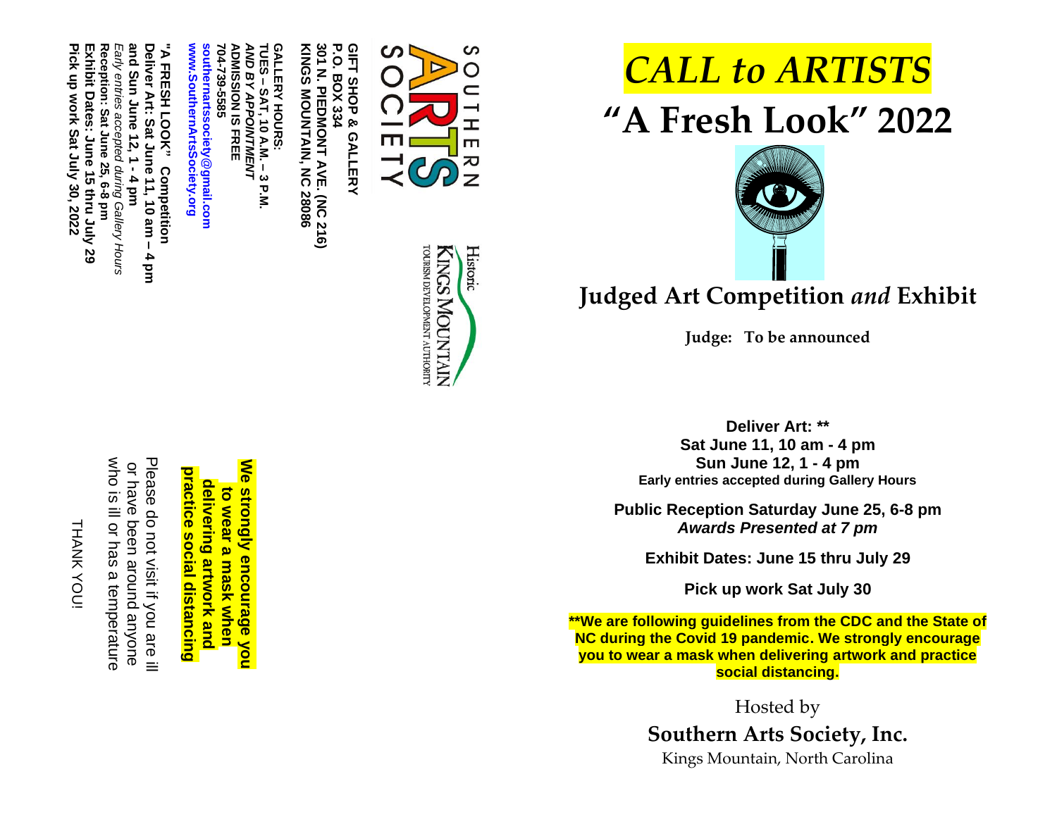SOUTHERN ARTS SOCIETY

Historic KINGS MOUNTAIN
TOURISM DEVELOPMENT AUTHORITY

**GIFT SHOP & GALLERY**
**P.O. BOX 334**
**301 N. PIEDMONT AVE. (NC 216)**
**KINGS MOUNTAIN, NC 28086**

**GALLERY HOURS:**
**TUES – SAT, 10 A.M. – 3 P.M.**
***AND BY APPOINTMENT***
**ADMISSION IS FREE**
**704-739-5585**
**southernartssociety@gmail.com**
**www.SouthernArtsSociety.org**

**"A FRESH LOOK" Competition**
**Deliver Art: Sat June 11, 10 am – 4 pm**
**and Sun June 12, 1 - 4 pm**
*Early entries accepted during Gallery Hours*
**Reception: Sat June 25, 6-8 pm**
**Exhibit Dates: June 15 thru July 29**
**Pick up work Sat July 30, 2022**

**We strongly encourage you to wear a mask when delivering artwork and practice social distancing**

Please do not visit if you are ill or have been around anyone who is ill or has a temperature

THANK YOU!

# *CALL to ARTISTS*

# "A Fresh Look" 2022

## Judged Art Competition *and* Exhibit

**Judge: To be announced**

**Deliver Art: \*\***
**Sat June 11, 10 am - 4 pm**
**Sun June 12, 1 - 4 pm**
**Early entries accepted during Gallery Hours**

**Public Reception Saturday June 25, 6-8 pm**
***Awards Presented at 7 pm***

**Exhibit Dates: June 15 thru July 29**

**Pick up work Sat July 30**

**\*\*We are following guidelines from the CDC and the State of NC during the Covid 19 pandemic. We strongly encourage you to wear a mask when delivering artwork and practice social distancing.**

Hosted by
**Southern Arts Society, Inc.**
Kings Mountain, North Carolina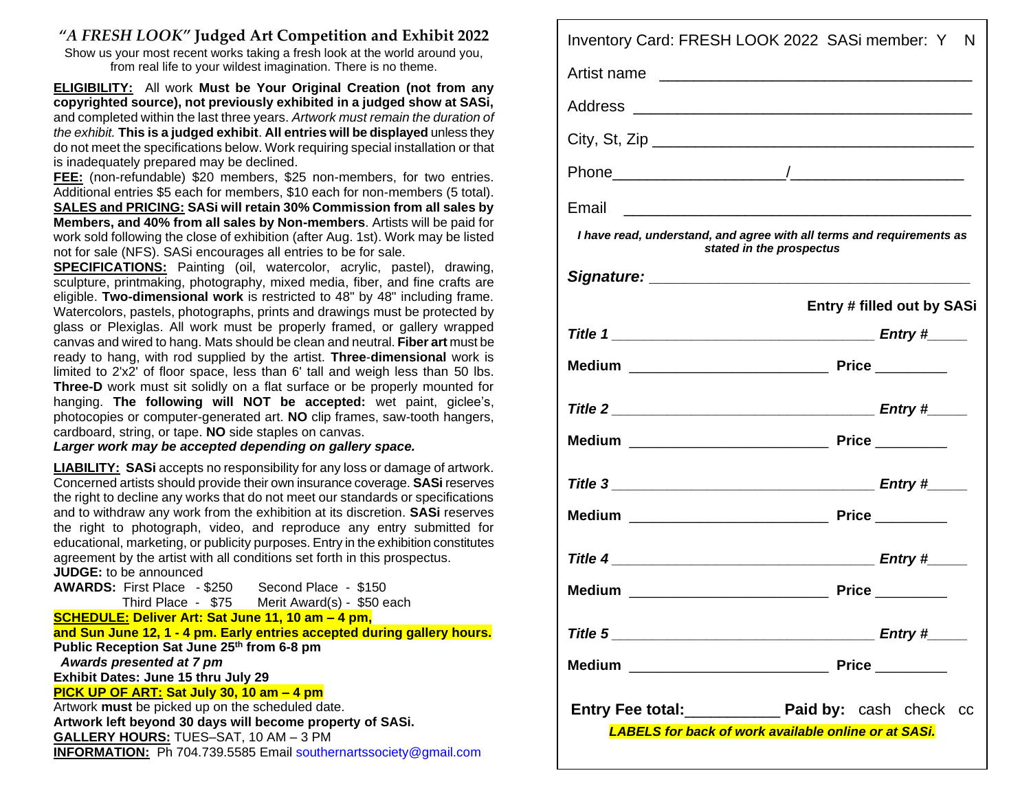## *"A FRESH LOOK"* Judged Art Competition and Exhibit 2022

Show us your most recent works taking a fresh look at the world around you, from real life to your wildest imagination. There is no theme.

**ELIGIBILITY:** All work **Must be Your Original Creation (not from any copyrighted source), not previously exhibited in a judged show at SASi,** and completed within the last three years. *Artwork must remain the duration of the exhibit.* **This is a judged exhibit**. **All entries will be displayed** unless they do not meet the specifications below. Work requiring special installation or that is inadequately prepared may be declined.

**FEE:** (non-refundable) $20 members, $25 non-members, for two entries. Additional entries $5 each for members, $10 each for non-members (5 total).

**SALES and PRICING: SASi will retain 30% Commission from all sales by Members, and 40% from all sales by Non-members**. Artists will be paid for work sold following the close of exhibition (after Aug. 1st). Work may be listed not for sale (NFS). SASi encourages all entries to be for sale.

**SPECIFICATIONS:** Painting (oil, watercolor, acrylic, pastel), drawing, sculpture, printmaking, photography, mixed media, fiber, and fine crafts are eligible. **Two-dimensional work** is restricted to 48" by 48" including frame. Watercolors, pastels, photographs, prints and drawings must be protected by glass or Plexiglas. All work must be properly framed, or gallery wrapped canvas and wired to hang. Mats should be clean and neutral. **Fiber art** must be ready to hang, with rod supplied by the artist. **Three-dimensional** work is limited to 2'x2' of floor space, less than 6' tall and weigh less than 50 lbs. **Three-D** work must sit solidly on a flat surface or be properly mounted for hanging. **The following will NOT be accepted:** wet paint, giclee's, photocopies or computer-generated art. **NO** clip frames, saw-tooth hangers, cardboard, string, or tape. **NO** side staples on canvas.

***Larger work may be accepted depending on gallery space.***

**LIABILITY: SASi** accepts no responsibility for any loss or damage of artwork. Concerned artists should provide their own insurance coverage. **SASi** reserves the right to decline any works that do not meet our standards or specifications and to withdraw any work from the exhibition at its discretion. **SASi** reserves the right to photograph, video, and reproduce any entry submitted for educational, marketing, or publicity purposes. Entry in the exhibition constitutes agreement by the artist with all conditions set forth in this prospectus.

**JUDGE:** to be announced

**AWARDS:** First Place - $250 Second Place - $150
Third Place - $75 Merit Award(s) - $50 each

**SCHEDULE: Deliver Art: Sat June 11, 10 am – 4 pm, and Sun June 12, 1 - 4 pm. Early entries accepted during gallery hours.**

**Public Reception Sat June 25th from 6-8 pm**

***Awards presented at 7 pm***

**Exhibit Dates: June 15 thru July 29**

**PICK UP OF ART: Sat July 30, 10 am – 4 pm**

Artwork **must** be picked up on the scheduled date.

**Artwork left beyond 30 days will become property of SASi.**

**GALLERY HOURS:** TUES–SAT, 10 AM – 3 PM

**INFORMATION:** Ph 704.739.5585 Email southernartssociety@gmail.com

---

Inventory Card: FRESH LOOK 2022 SASi member: Y N

Artist name ________________________________

Address ________________________________

City, St, Zip ________________________________

Phone________________/________________

Email ________________________________

***I have read, understand, and agree with all terms and requirements as stated in the prospectus***

***Signature:*** ________________________________

**Entry # filled out by SASi**

***Title 1*** ____________________________ ***Entry #*****_____**

**Medium** ____________________ **Price** ________

***Title 2*** ____________________________ ***Entry #*****_____**

**Medium** ____________________ **Price** ________

***Title 3*** ____________________________ ***Entry #*****_____**

**Medium** ____________________ **Price** ________

***Title 4*** ____________________________ ***Entry #*****_____**

**Medium** ____________________ **Price** ________

***Title 5*** ____________________________ ***Entry #*****_____**

**Medium** ____________________ **Price** ________

**Entry Fee total:**__________ **Paid by:** cash check cc

***LABELS for back of work available online or at SASi.***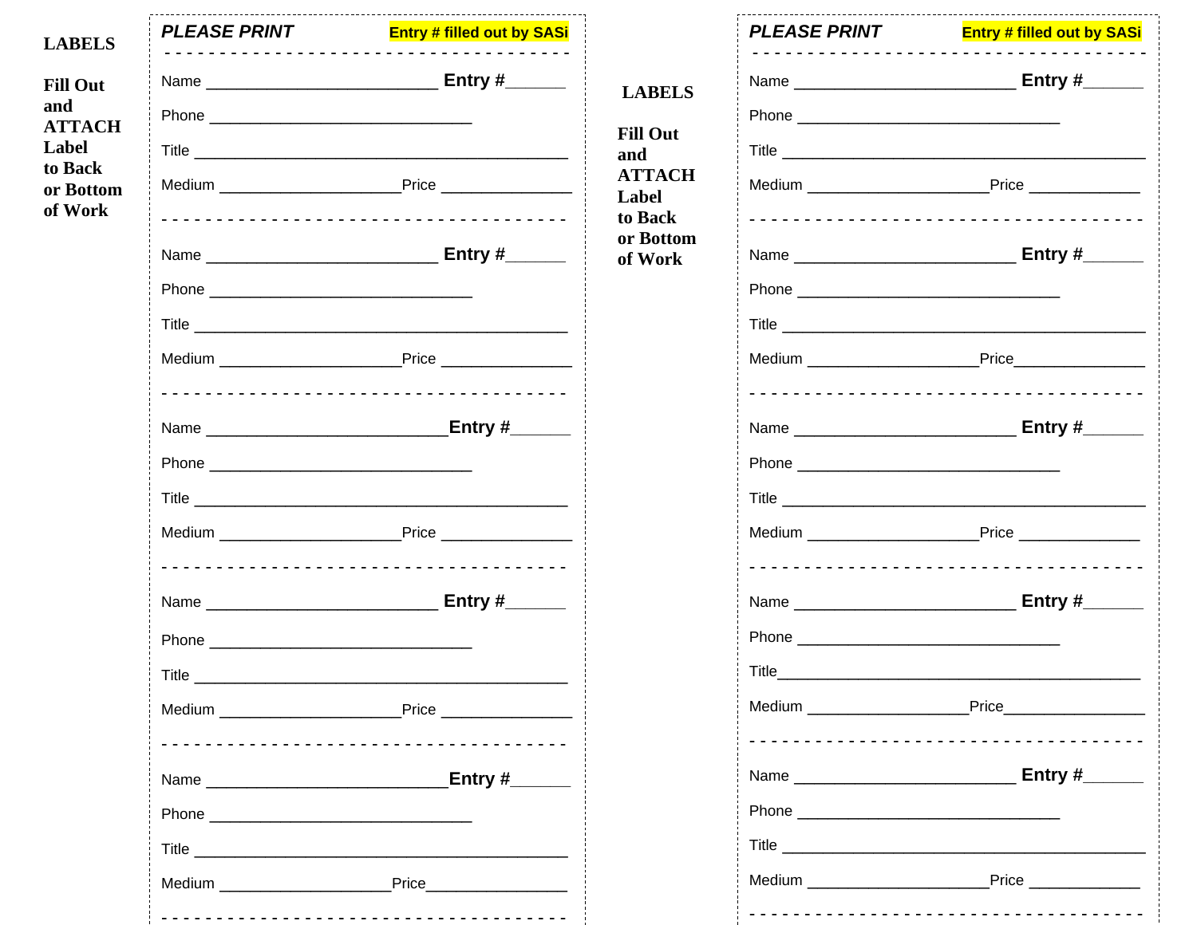**LABELS**

**Fill Out and ATTACH Label to Back or Bottom of Work**

***PLEASE PRINT*** **Entry # filled out by SASi**

- - - - - - - - - - - - - - - - - - - - - - - - - - - - - - - - - - - - - - - -

Name ___________________________ **Entry #**______

Phone ______________________________

Title __________________________________________

Medium _____________________ Price _______________

- - - - - - - - - - - - - - - - - - - - - - - - - - - - - - - - - - - - - - - -

Name ___________________________ **Entry #**______

Phone ______________________________

Title __________________________________________

Medium _____________________ Price _______________

- - - - - - - - - - - - - - - - - - - - - - - - - - - - - - - - - - - - - - - -

Name ____________________________ **Entry #**______

Phone ______________________________

Title __________________________________________

Medium _____________________ Price _______________

- - - - - - - - - - - - - - - - - - - - - - - - - - - - - - - - - - - - - - - -

Name ___________________________ **Entry #**______

Phone ______________________________

Title __________________________________________

Medium _____________________ Price _______________

- - - - - - - - - - - - - - - - - - - - - - - - - - - - - - - - - - - - - - - -

Name ____________________________ **Entry #**______

Phone ______________________________

Title __________________________________________

Medium ____________________ Price________________

- - - - - - - - - - - - - - - - - - - - - - - - - - - - - - - - - - - - - - - -

**LABELS**

**Fill Out and ATTACH Label to Back or Bottom of Work**

***PLEASE PRINT*** **Entry # filled out by SASi**

- - - - - - - - - - - - - - - - - - - - - - - - - - - - - - - - - - - - - - - -

Name __________________________ **Entry #**______

Phone ______________________________

Title __________________________________________

Medium _____________________ Price _____________

- - - - - - - - - - - - - - - - - - - - - - - - - - - - - - - - - - - - - - - -

Name __________________________ **Entry #**______

Phone ______________________________

Title __________________________________________

Medium ____________________ Price________________

- - - - - - - - - - - - - - - - - - - - - - - - - - - - - - - - - - - - - - - -

Name __________________________ **Entry #**______

Phone ______________________________

Title __________________________________________

Medium ____________________ Price ______________

- - - - - - - - - - - - - - - - - - - - - - - - - - - - - - - - - - - - - - - -

Name __________________________ **Entry #**______

Phone ______________________________

Title__________________________________________

Medium ___________________ Price________________

- - - - - - - - - - - - - - - - - - - - - - - - - - - - - - - - - - - - - - - -

Name __________________________ **Entry #**______

Phone ______________________________

Title __________________________________________

Medium _____________________ Price _____________

- - - - - - - - - - - - - - - - - - - - - - - - - - - - - - - - - - - - - - - -